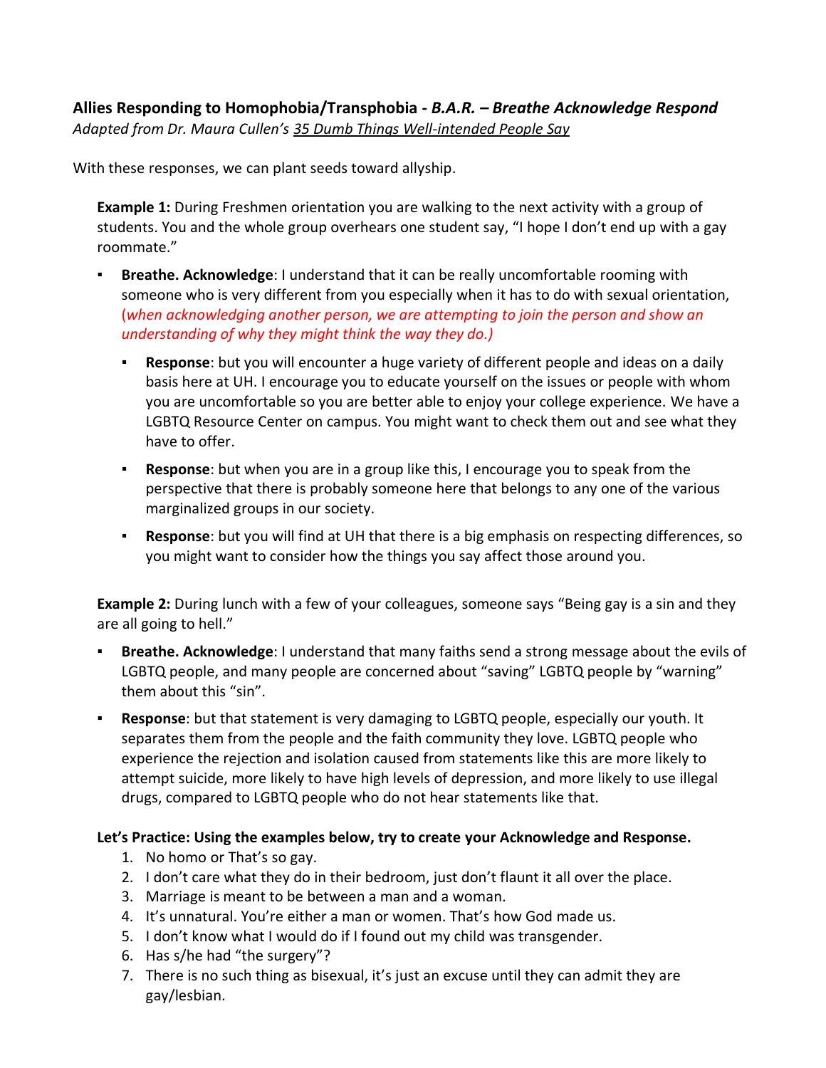**Allies Responding to Homophobia/Transphobia - *B.A.R. – Breathe Acknowledge Respond***
*Adapted from Dr. Maura Cullen's 35 Dumb Things Well-intended People Say*

With these responses, we can plant seeds toward allyship.

**Example 1:** During Freshmen orientation you are walking to the next activity with a group of students. You and the whole group overhears one student say, "I hope I don't end up with a gay roommate."

- **Breathe. Acknowledge**: I understand that it can be really uncomfortable rooming with someone who is very different from you especially when it has to do with sexual orientation, (*when acknowledging another person, we are attempting to join the person and show an understanding of why they might think the way they do.)*
  - **Response**: but you will encounter a huge variety of different people and ideas on a daily basis here at UH. I encourage you to educate yourself on the issues or people with whom you are uncomfortable so you are better able to enjoy your college experience. We have a LGBTQ Resource Center on campus. You might want to check them out and see what they have to offer.
  - **Response**: but when you are in a group like this, I encourage you to speak from the perspective that there is probably someone here that belongs to any one of the various marginalized groups in our society.
  - **Response**: but you will find at UH that there is a big emphasis on respecting differences, so you might want to consider how the things you say affect those around you.

**Example 2:** During lunch with a few of your colleagues, someone says "Being gay is a sin and they are all going to hell."

- **Breathe. Acknowledge**: I understand that many faiths send a strong message about the evils of LGBTQ people, and many people are concerned about "saving" LGBTQ people by "warning" them about this "sin".
- **Response**: but that statement is very damaging to LGBTQ people, especially our youth. It separates them from the people and the faith community they love. LGBTQ people who experience the rejection and isolation caused from statements like this are more likely to attempt suicide, more likely to have high levels of depression, and more likely to use illegal drugs, compared to LGBTQ people who do not hear statements like that.

**Let's Practice: Using the examples below, try to create your Acknowledge and Response.**

1. No homo or That's so gay.
2. I don't care what they do in their bedroom, just don't flaunt it all over the place.
3. Marriage is meant to be between a man and a woman.
4. It's unnatural. You're either a man or women. That's how God made us.
5. I don't know what I would do if I found out my child was transgender.
6. Has s/he had "the surgery"?
7. There is no such thing as bisexual, it's just an excuse until they can admit they are gay/lesbian.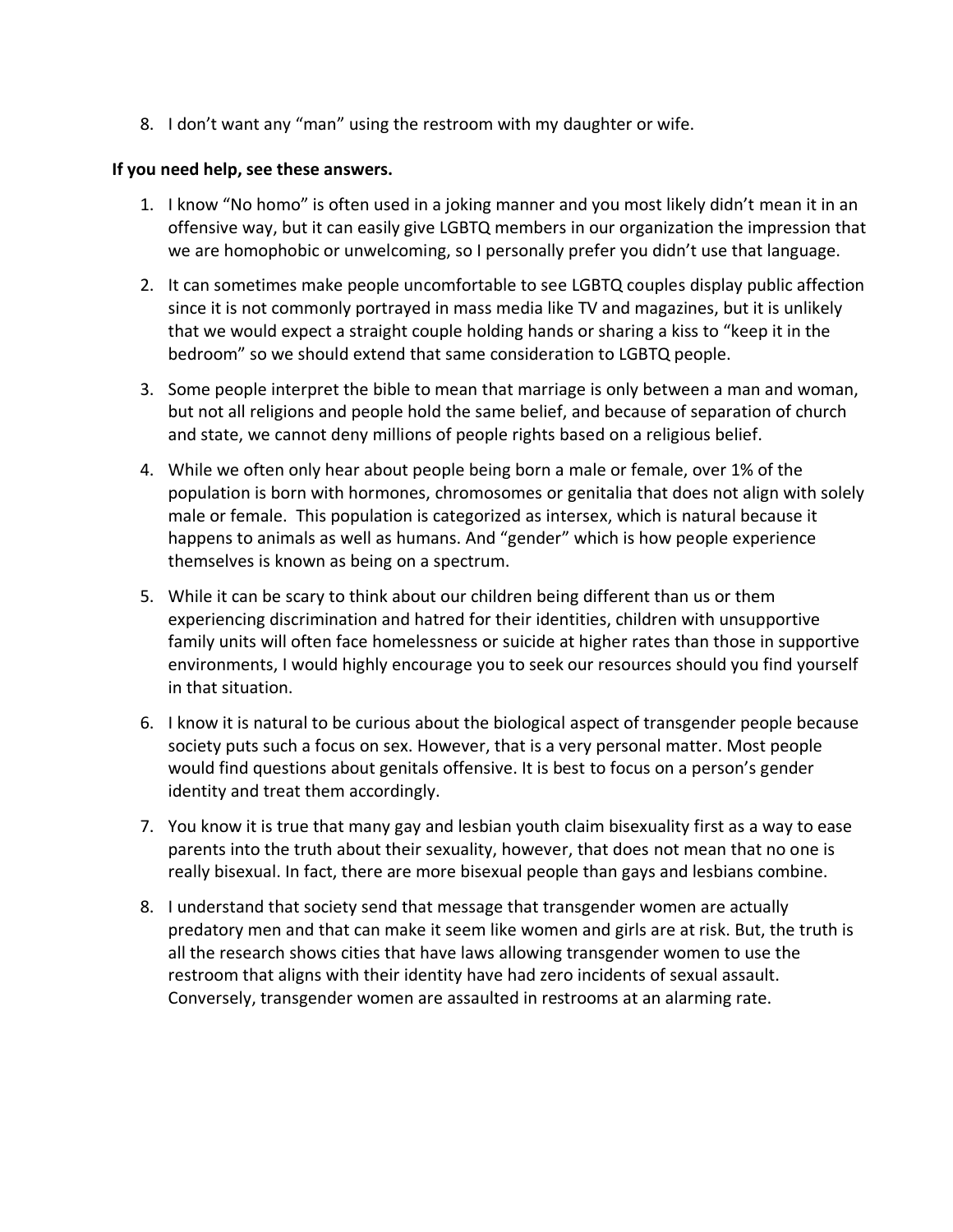8. I don't want any "man" using the restroom with my daughter or wife.

**If you need help, see these answers.**

1. I know "No homo" is often used in a joking manner and you most likely didn't mean it in an offensive way, but it can easily give LGBTQ members in our organization the impression that we are homophobic or unwelcoming, so I personally prefer you didn't use that language.
2. It can sometimes make people uncomfortable to see LGBTQ couples display public affection since it is not commonly portrayed in mass media like TV and magazines, but it is unlikely that we would expect a straight couple holding hands or sharing a kiss to "keep it in the bedroom" so we should extend that same consideration to LGBTQ people.
3. Some people interpret the bible to mean that marriage is only between a man and woman, but not all religions and people hold the same belief, and because of separation of church and state, we cannot deny millions of people rights based on a religious belief.
4. While we often only hear about people being born a male or female, over 1% of the population is born with hormones, chromosomes or genitalia that does not align with solely male or female. This population is categorized as intersex, which is natural because it happens to animals as well as humans. And "gender" which is how people experience themselves is known as being on a spectrum.
5. While it can be scary to think about our children being different than us or them experiencing discrimination and hatred for their identities, children with unsupportive family units will often face homelessness or suicide at higher rates than those in supportive environments, I would highly encourage you to seek our resources should you find yourself in that situation.
6. I know it is natural to be curious about the biological aspect of transgender people because society puts such a focus on sex. However, that is a very personal matter. Most people would find questions about genitals offensive. It is best to focus on a person's gender identity and treat them accordingly.
7. You know it is true that many gay and lesbian youth claim bisexuality first as a way to ease parents into the truth about their sexuality, however, that does not mean that no one is really bisexual. In fact, there are more bisexual people than gays and lesbians combine.
8. I understand that society send that message that transgender women are actually predatory men and that can make it seem like women and girls are at risk. But, the truth is all the research shows cities that have laws allowing transgender women to use the restroom that aligns with their identity have had zero incidents of sexual assault. Conversely, transgender women are assaulted in restrooms at an alarming rate.